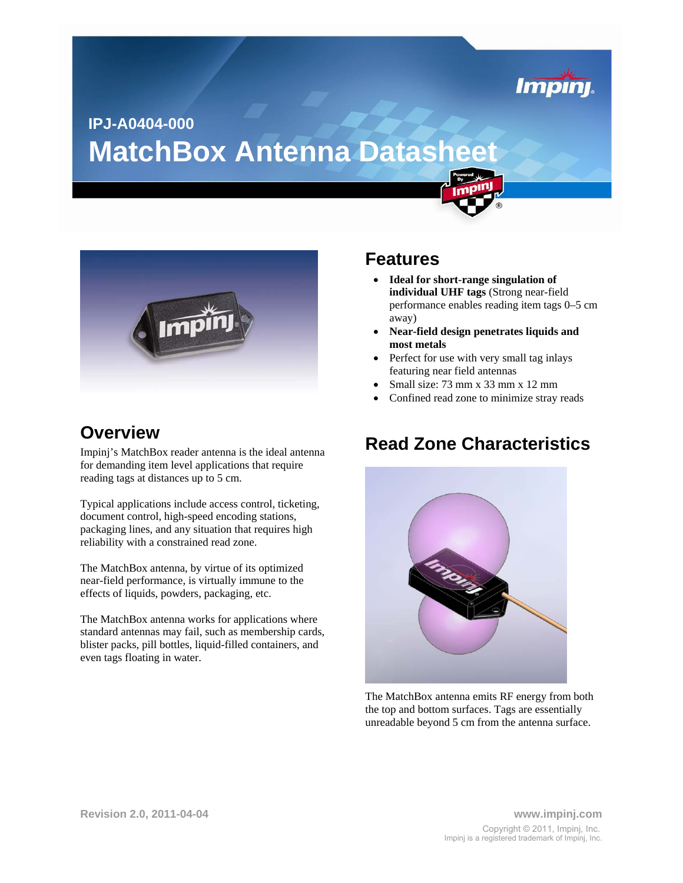IPJ-A0404-000

# MatchBox Antenna Datasheet

## Features

- **Ideal for short-range singulation of individual UHF tags** (Strong near-field performance enables reading item tags 0–5 cm away)
- **Near-field design penetrates liquids and most metals**
- Perfect for use with very small tag inlays featuring near field antennas
- Small size: 73 mm x 33 mm x 12 mm
- Confined read zone to minimize stray reads

## Overview

Impinj's MatchBox reader antenna is the ideal antenna for demanding item level applications that require reading tags at distances up to 5 cm.

Typical applications include access control, ticketing, document control, high-speed encoding stations, packaging lines, and any situation that requires high reliability with a constrained read zone.

The MatchBox antenna, by virtue of its optimized near-field performance, is virtually immune to the effects of liquids, powders, packaging, etc.

The MatchBox antenna works for applications where standard antennas may fail, such as membership cards, blister packs, pill bottles, liquid-filled containers, and even tags floating in water.

## Read Zone Characteristics

The MatchBox antenna emits RF energy from both the top and bottom surfaces. Tags are essentially unreadable beyond 5 cm from the antenna surface.

Revision 2.0, 2011-04-04

www.impinj.com

Copyright © 2011, Impinj, Inc.
Impinj is a registered trademark of Impinj, Inc.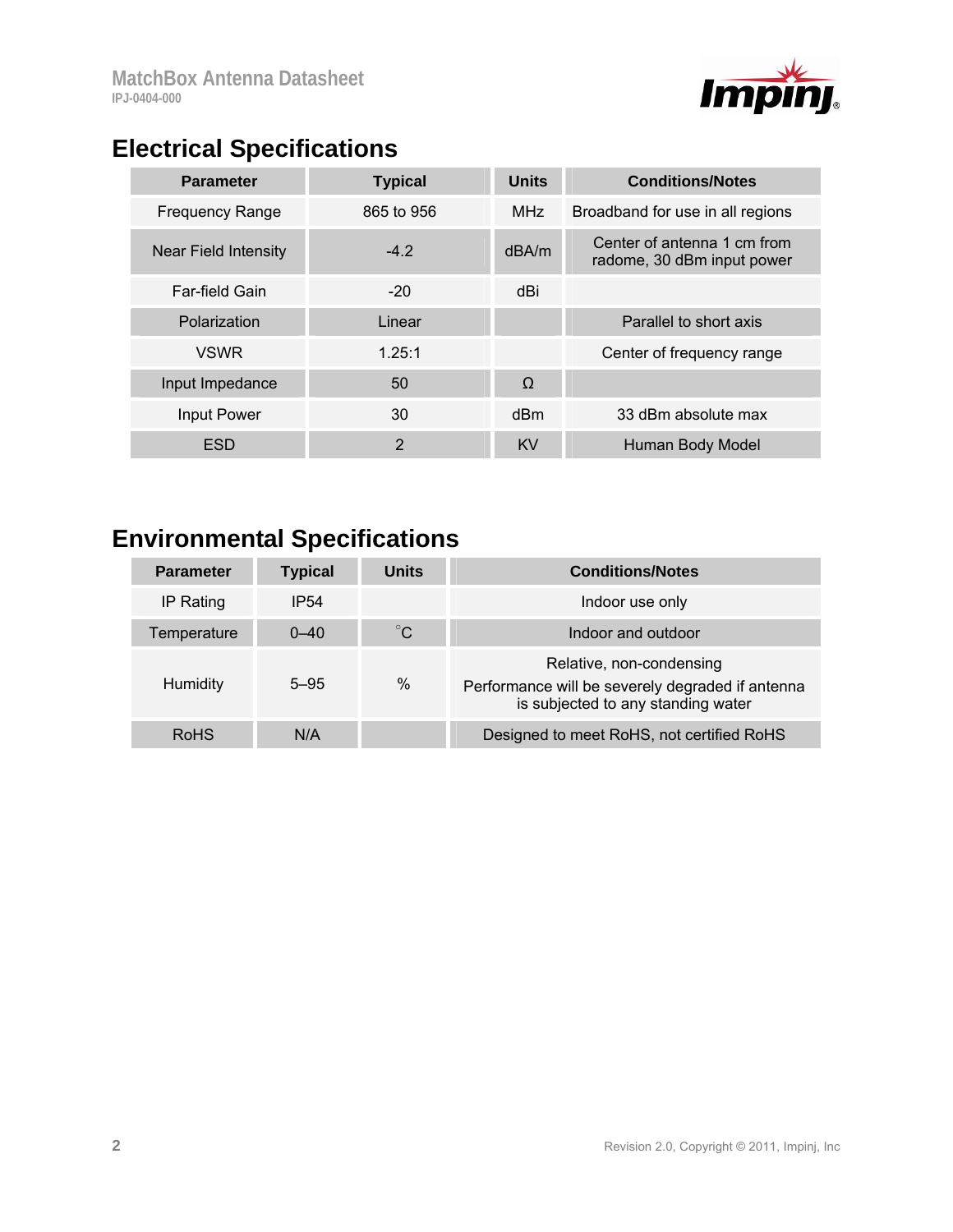## Electrical Specifications

| Parameter | Typical | Units | Conditions/Notes |
|---|---|---|---|
| Frequency Range | 865 to 956 | MHz | Broadband for use in all regions |
| Near Field Intensity | -4.2 | dBA/m | Center of antenna 1 cm from radome, 30 dBm input power |
| Far-field Gain | -20 | dBi | |
| Polarization | Linear | | Parallel to short axis |
| VSWR | 1.25:1 | | Center of frequency range |
| Input Impedance | 50 | Ω | |
| Input Power | 30 | dBm | 33 dBm absolute max |
| ESD | 2 | KV | Human Body Model |

## Environmental Specifications

| Parameter | Typical | Units | Conditions/Notes |
|---|---|---|---|
| IP Rating | IP54 | | Indoor use only |
| Temperature | 0–40 | °C | Indoor and outdoor |
| Humidity | 5–95 | % | Relative, non-condensing<br>Performance will be severely degraded if antenna is subjected to any standing water |
| RoHS | N/A | | Designed to meet RoHS, not certified RoHS |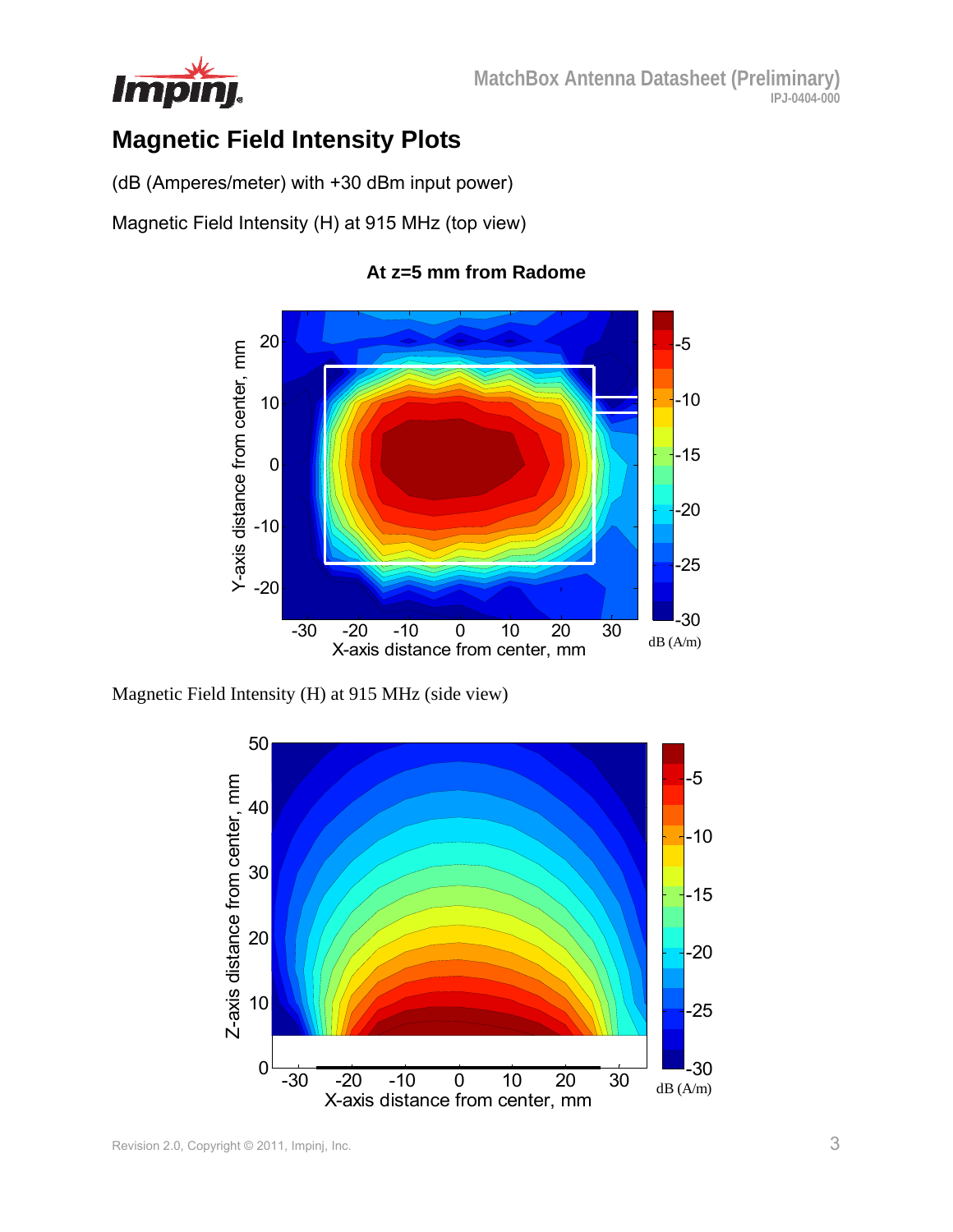## Magnetic Field Intensity Plots

(dB (Amperes/meter) with +30 dBm input power)

Magnetic Field Intensity (H) at 915 MHz (top view)

**At z=5 mm from Radome**

Magnetic Field Intensity (H) at 915 MHz (side view)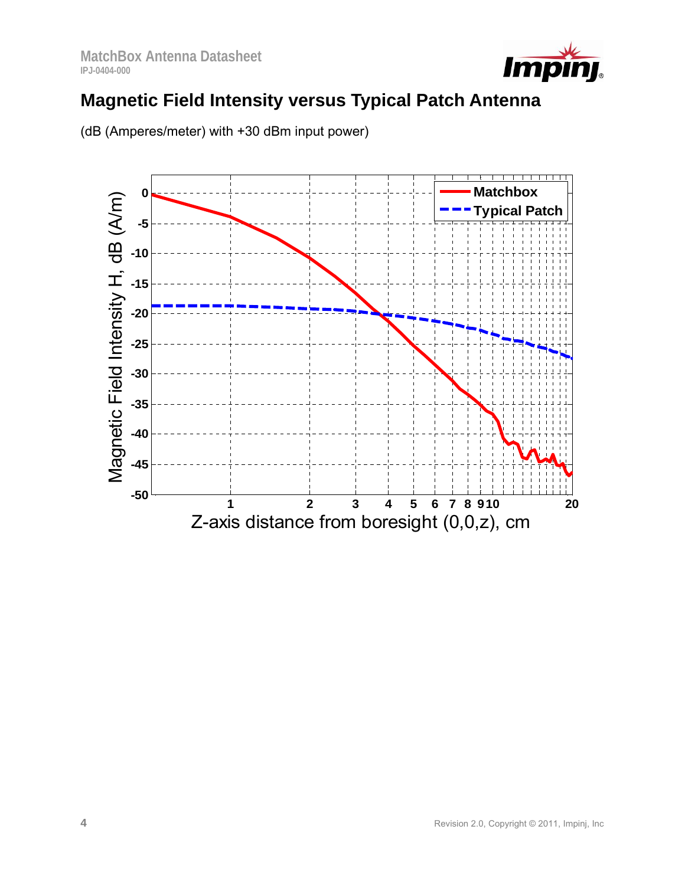## Magnetic Field Intensity versus Typical Patch Antenna

(dB (Amperes/meter) with +30 dBm input power)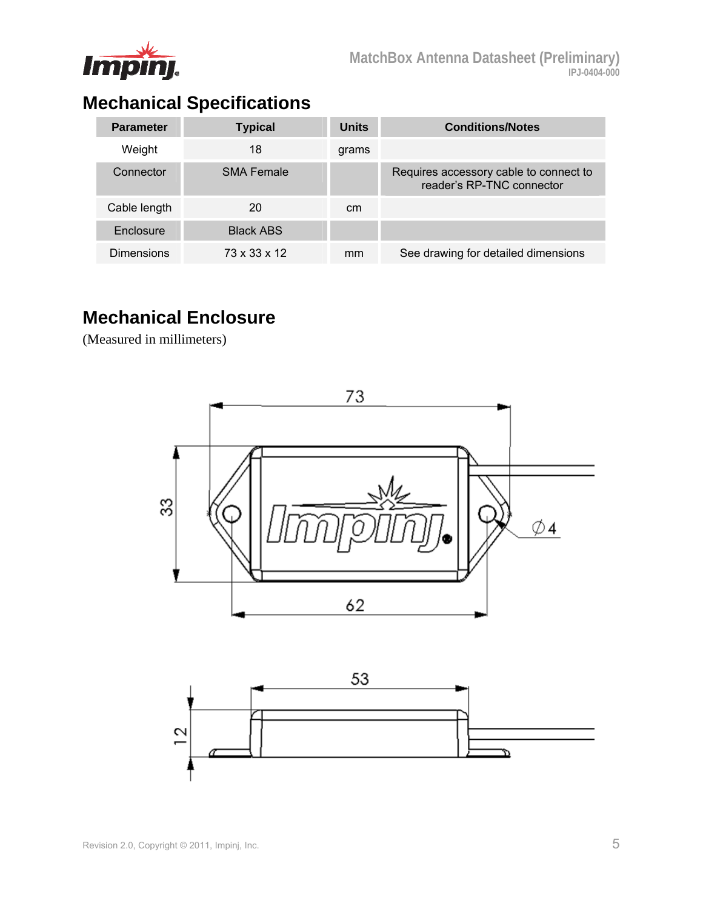## Mechanical Specifications

| Parameter | Typical | Units | Conditions/Notes |
|---|---|---|---|
| Weight | 18 | grams | |
| Connector | SMA Female | | Requires accessory cable to connect to reader's RP-TNC connector |
| Cable length | 20 | cm | |
| Enclosure | Black ABS | | |
| Dimensions | 73 x 33 x 12 | mm | See drawing for detailed dimensions |

## Mechanical Enclosure

(Measured in millimeters)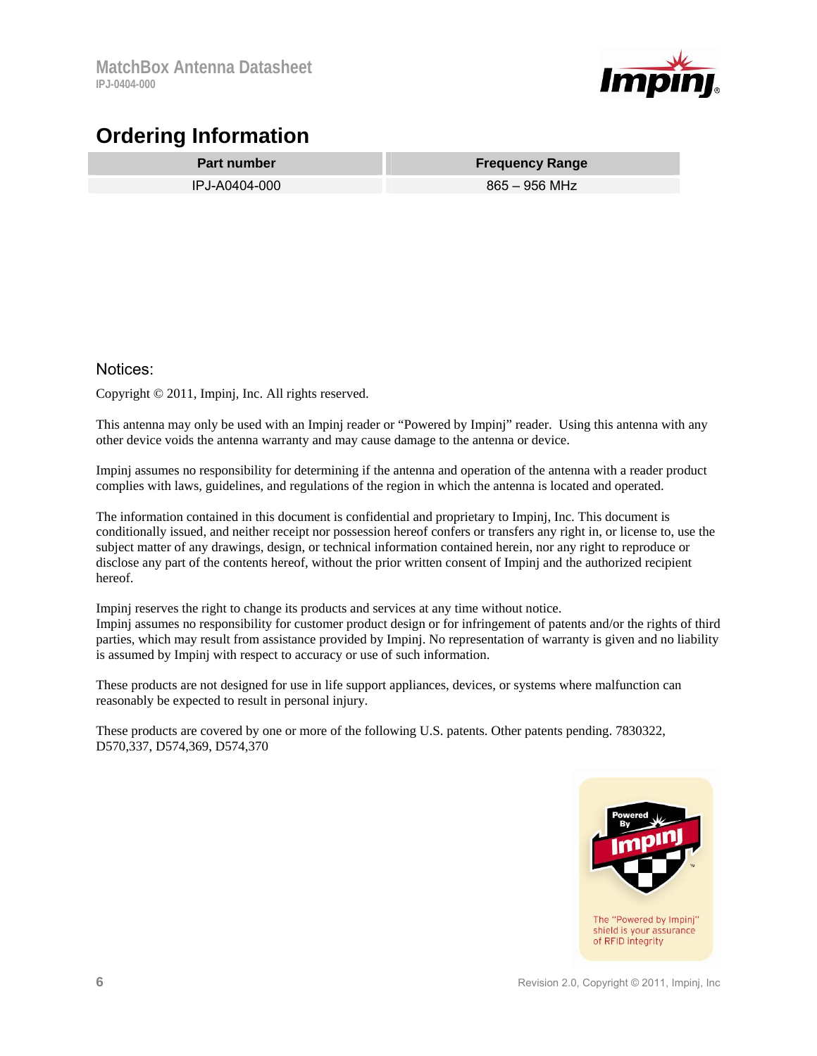## Ordering Information

| Part number | Frequency Range |
| --- | --- |
| IPJ-A0404-000 | 865 – 956 MHz |

### Notices:

Copyright © 2011, Impinj, Inc. All rights reserved.

This antenna may only be used with an Impinj reader or "Powered by Impinj" reader. Using this antenna with any other device voids the antenna warranty and may cause damage to the antenna or device.

Impinj assumes no responsibility for determining if the antenna and operation of the antenna with a reader product complies with laws, guidelines, and regulations of the region in which the antenna is located and operated.

The information contained in this document is confidential and proprietary to Impinj, Inc. This document is conditionally issued, and neither receipt nor possession hereof confers or transfers any right in, or license to, use the subject matter of any drawings, design, or technical information contained herein, nor any right to reproduce or disclose any part of the contents hereof, without the prior written consent of Impinj and the authorized recipient hereof.

Impinj reserves the right to change its products and services at any time without notice.
Impinj assumes no responsibility for customer product design or for infringement of patents and/or the rights of third parties, which may result from assistance provided by Impinj. No representation of warranty is given and no liability is assumed by Impinj with respect to accuracy or use of such information.

These products are not designed for use in life support appliances, devices, or systems where malfunction can reasonably be expected to result in personal injury.

These products are covered by one or more of the following U.S. patents. Other patents pending. 7830322, D570,337, D574,369, D574,370

The "Powered by Impinj" shield is your assurance of RFID integrity